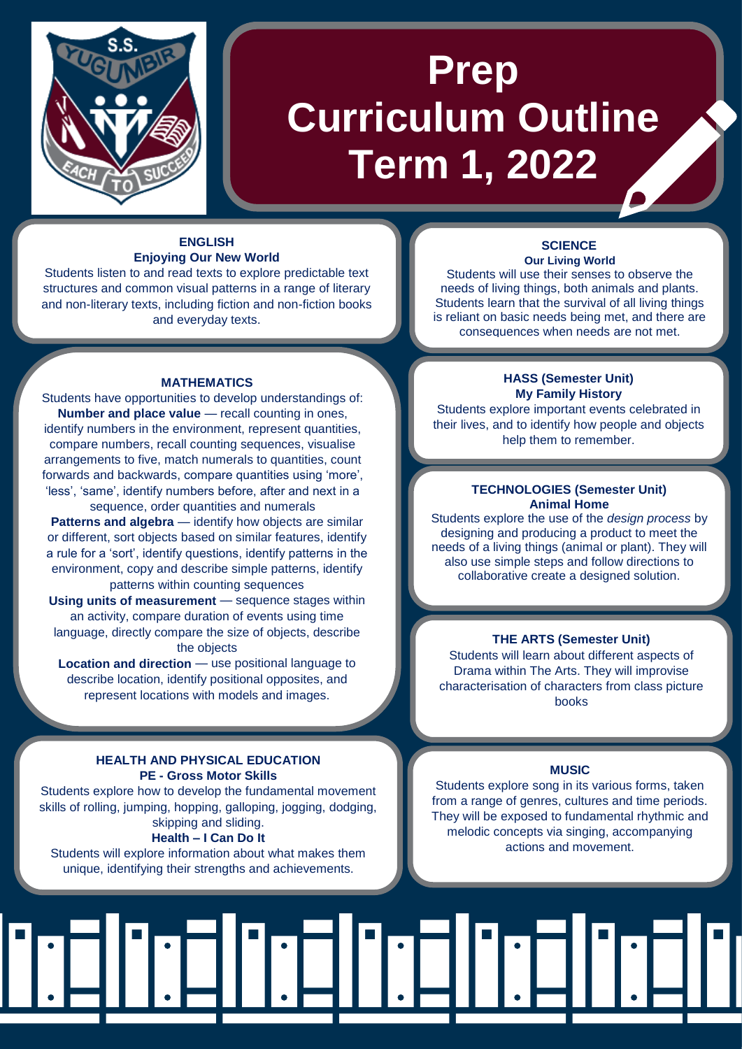# Prep Curriculum Outline Term 1, 2022

## ENGLISH

**Enjoying Our New World**

Students listen to and read texts to explore predictable text structures and common visual patterns in a range of literary and non-literary texts, including fiction and non-fiction books and everyday texts.

## MATHEMATICS

Students have opportunities to develop understandings of:

**Number and place value** — recall counting in ones, identify numbers in the environment, represent quantities, compare numbers, recall counting sequences, visualise arrangements to five, match numerals to quantities, count forwards and backwards, compare quantities using 'more', 'less', 'same', identify numbers before, after and next in a sequence, order quantities and numerals

**Patterns and algebra** — identify how objects are similar or different, sort objects based on similar features, identify a rule for a 'sort', identify questions, identify patterns in the environment, copy and describe simple patterns, identify patterns within counting sequences

**Using units of measurement** — sequence stages within an activity, compare duration of events using time language, directly compare the size of objects, describe the objects

**Location and direction** — use positional language to describe location, identify positional opposites, and represent locations with models and images.

## HEALTH AND PHYSICAL EDUCATION

**PE - Gross Motor Skills**

Students explore how to develop the fundamental movement skills of rolling, jumping, hopping, galloping, jogging, dodging, skipping and sliding.

**Health – I Can Do It**

Students will explore information about what makes them unique, identifying their strengths and achievements.

## SCIENCE

**Our Living World**

Students will use their senses to observe the needs of living things, both animals and plants. Students learn that the survival of all living things is reliant on basic needs being met, and there are consequences when needs are not met.

## HASS (Semester Unit)

**My Family History**

Students explore important events celebrated in their lives, and to identify how people and objects help them to remember.

## TECHNOLOGIES (Semester Unit)

**Animal Home**

Students explore the use of the *design process* by designing and producing a product to meet the needs of a living things (animal or plant). They will also use simple steps and follow directions to collaborative create a designed solution.

## THE ARTS (Semester Unit)

Students will learn about different aspects of Drama within The Arts. They will improvise characterisation of characters from class picture books

## MUSIC

Students explore song in its various forms, taken from a range of genres, cultures and time periods. They will be exposed to fundamental rhythmic and melodic concepts via singing, accompanying actions and movement.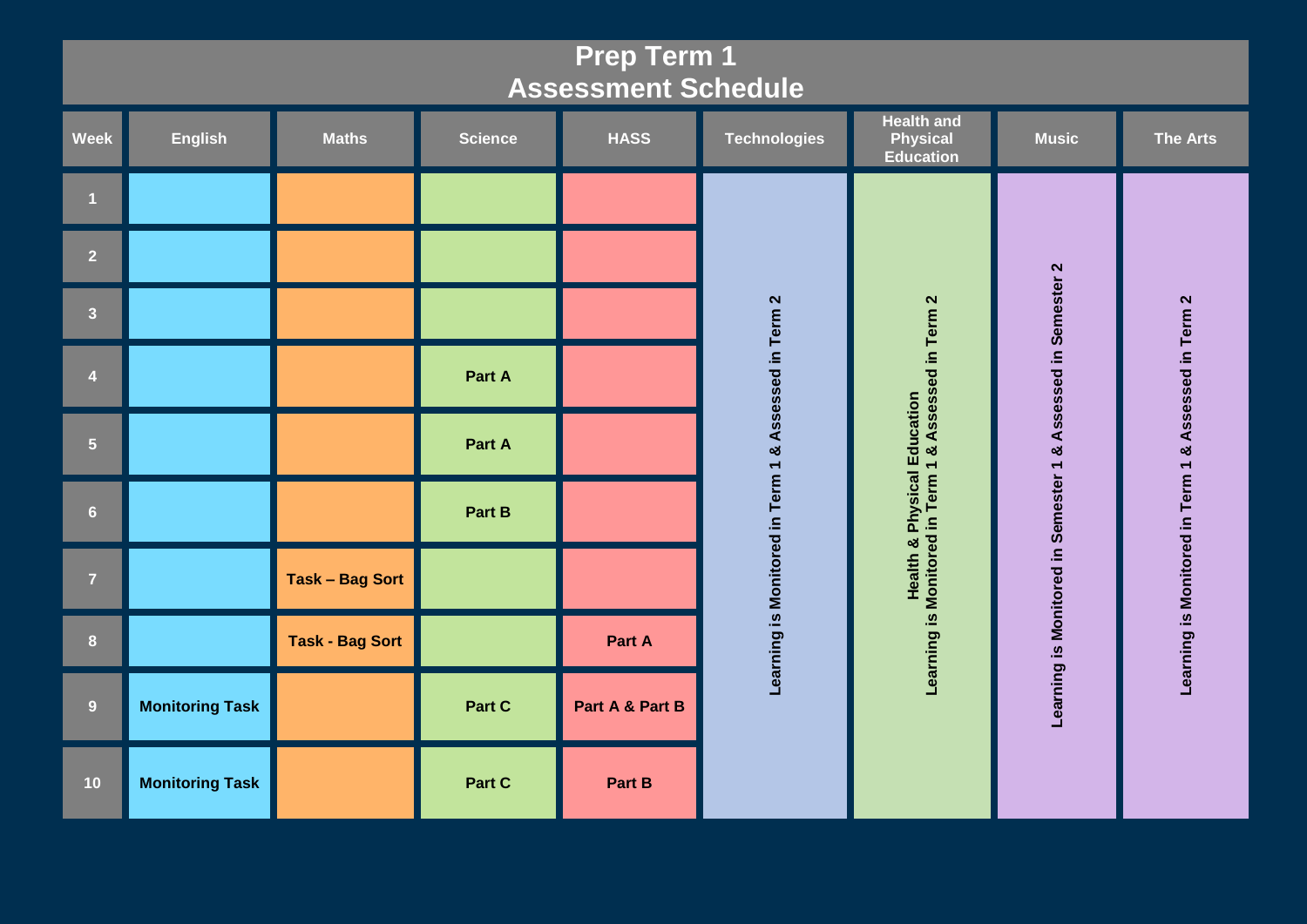# Prep Term 1
# Assessment Schedule

| Week | English | Maths | Science | HASS | Technologies | Health and Physical Education | Music | The Arts |
|---|---|---|---|---|---|---|---|---|
| 1 | | | | | Learning is Monitored in Term 1 & Assessed in Term 2 | Health & Physical Education Learning is Monitored in Term 1 & Assessed in Term 2 | Learning is Monitored in Semester 1 & Assessed in Semester 2 | Learning is Monitored in Term 1 & Assessed in Term 2 |
| 2 | | | | | | | | |
| 3 | | | | | | | | |
| 4 | | | Part A | | | | | |
| 5 | | | Part A | | | | | |
| 6 | | | Part B | | | | | |
| 7 | | Task – Bag Sort | | | | | | |
| 8 | | Task - Bag Sort | | Part A | | | | |
| 9 | Monitoring Task | | Part C | Part A & Part B | | | | |
| 10 | Monitoring Task | | Part C | Part B | | | | |